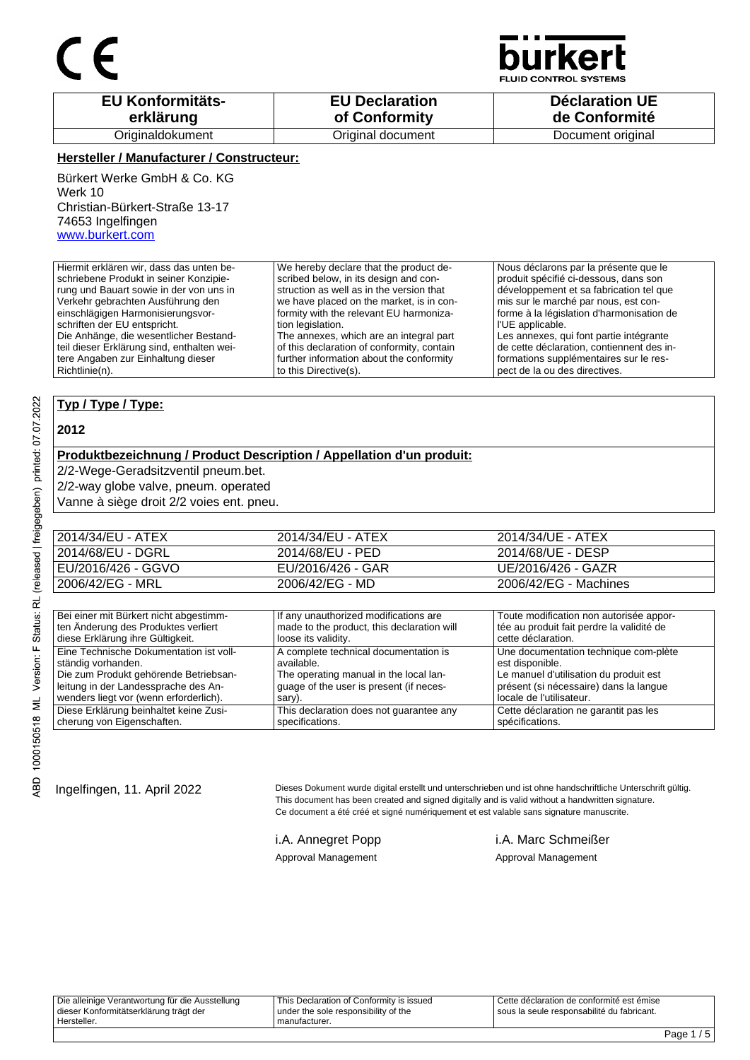CE

bürkert FLUID CONTROL SYSTEMS

| EU Konformitäts-erklärung | EU Declaration of Conformity | Déclaration UE de Conformité |
|---|---|---|
| Originaldokument | Original document | Document original |

**Hersteller / Manufacturer / Constructeur:**

Bürkert Werke GmbH & Co. KG
Werk 10
Christian-Bürkert-Straße 13-17
74653 Ingelfingen
www.burkert.com

| Hiermit erklären wir, dass das unten beschriebene Produkt in seiner Konzipierung und Bauart sowie in der von uns in Verkehr gebrachten Ausführung den einschlägigen Harmonisierungsvorschriften der EU entspricht. Die Anhänge, die wesentlicher Bestandteil dieser Erklärung sind, enthalten weitere Angaben zur Einhaltung dieser Richtlinie(n). | We hereby declare that the product described below, in its design and construction as well as in the version that we have placed on the market, is in conformity with the relevant EU harmonization legislation. The annexes, which are an integral part of this declaration of conformity, contain further information about the conformity to this Directive(s). | Nous déclarons par la présente que le produit spécifié ci-dessous, dans son développement et sa fabrication tel que mis sur le marché par nous, est conforme à la législation d'harmonisation de l'UE applicable. Les annexes, qui font partie intégrante de cette déclaration, contiennent des informations supplémentaires sur le respect de la ou des directives. |
|---|---|---|

**Typ / Type / Type:**

**2012**

**Produktbezeichnung / Product Description / Appellation d'un produit:**

2/2-Wege-Geradsitzventil pneum.bet.
2/2-way globe valve, pneum. operated
Vanne à siège droit 2/2 voies ent. pneu.

| | | |
|---|---|---|
| 2014/34/EU - ATEX | 2014/34/EU - ATEX | 2014/34/UE - ATEX |
| 2014/68/EU - DGRL | 2014/68/EU - PED | 2014/68/UE - DESP |
| EU/2016/426 - GGVO | EU/2016/426 - GAR | UE/2016/426 - GAZR |
| 2006/42/EG - MRL | 2006/42/EG - MD | 2006/42/EG - Machines |

| | | |
|---|---|---|
| Bei einer mit Bürkert nicht abgestimmten Änderung des Produktes verliert diese Erklärung ihre Gültigkeit. | If any unauthorized modifications are made to the product, this declaration will loose its validity. | Toute modification non autorisée apportée au produit fait perdre la validité de cette déclaration. |
| Eine Technische Dokumentation ist vollständig vorhanden. Die zum Produkt gehörende Betriebsanleitung in der Landessprache des Anwenders liegt vor (wenn erforderlich). | A complete technical documentation is available. The operating manual in the local language of the user is present (if necessary). | Une documentation technique com-plète est disponible. Le manuel d'utilisation du produit est présent (si nécessaire) dans la langue locale de l'utilisateur. |
| Diese Erklärung beinhaltet keine Zusicherung von Eigenschaften. | This declaration does not guarantee any specifications. | Cette déclaration ne garantit pas les spécifications. |

Ingelfingen, 11. April 2022

Dieses Dokument wurde digital erstellt und unterschrieben und ist ohne handschriftliche Unterschrift gültig.
This document has been created and signed digitally and is valid without a handwritten signature.
Ce document a été créé et signé numériquement et est valable sans signature manuscrite.

i.A. Annegret Popp
Approval Management

i.A. Marc Schmeißer
Approval Management

| Die alleinige Verantwortung für die Ausstellung dieser Konformitätserklärung trägt der Hersteller. | This Declaration of Conformity is issued under the sole responsibility of the manufacturer. | Cette déclaration de conformité est émise sous la seule responsabilité du fabricant. |
|---|---|---|

ABD 1000150518 ML Version: F Status: RL (released | freigegeben) printed: 07.07.2022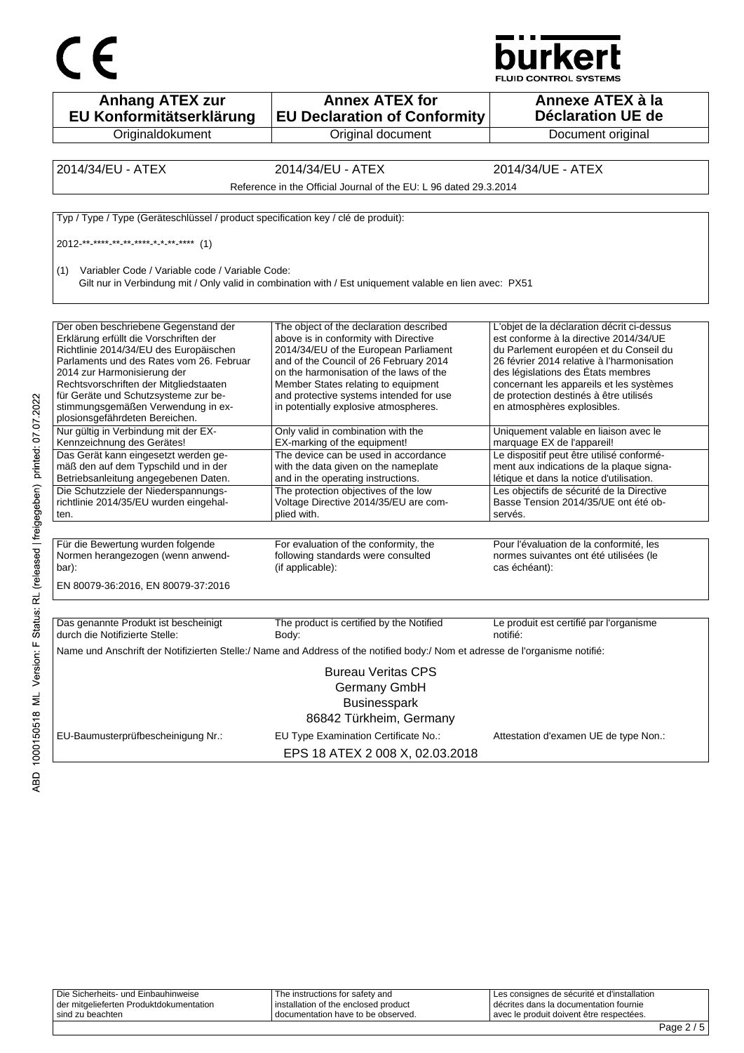| Anhang ATEX zur EU Konformitätserklärung | Annex ATEX for EU Declaration of Conformity | Annexe ATEX à la Déclaration UE de |
|---|---|---|
| Originaldokument | Original document | Document original |

| 2014/34/EU - ATEX | 2014/34/EU - ATEX | 2014/34/UE - ATEX |
|---|---|---|
| Reference in the Official Journal of the EU: L 96 dated 29.3.2014 | | |

Typ / Type / Type (Geräteschlüssel / product specification key / clé de produit):

2012-**-****-**-**-****-*-*-**-**** (1)

(1) Variabler Code / Variable code / Variable Code:
Gilt nur in Verbindung mit / Only valid in combination with / Est uniquement valable en lien avec: PX51

| | | |
|---|---|---|
| Der oben beschriebene Gegenstand der Erklärung erfüllt die Vorschriften der Richtlinie 2014/34/EU des Europäischen Parlaments und des Rates vom 26. Februar 2014 zur Harmonisierung der Rechtsvorschriften der Mitgliedstaaten für Geräte und Schutzsysteme zur bestimmungsgemäßen Verwendung in explosionsgefährdeten Bereichen. | The object of the declaration described above is in conformity with Directive 2014/34/EU of the European Parliament and of the Council of 26 February 2014 on the harmonisation of the laws of the Member States relating to equipment and protective systems intended for use in potentially explosive atmospheres. | L'objet de la déclaration décrit ci-dessus est conforme à la directive 2014/34/UE du Parlement européen et du Conseil du 26 février 2014 relative à l'harmonisation des législations des États membres concernant les appareils et les systèmes de protection destinés à être utilisés en atmosphères explosibles. |
| Nur gültig in Verbindung mit der EX-Kennzeichnung des Gerätes! | Only valid in combination with the EX-marking of the equipment! | Uniquement valable en liaison avec le marquage EX de l'appareil! |
| Das Gerät kann eingesetzt werden gemäß den auf dem Typschild und in der Betriebsanleitung angegebenen Daten. | The device can be used in accordance with the data given on the nameplate and in the operating instructions. | Le dispositif peut être utilisé conformément aux indications de la plaque signalétique et dans la notice d'utilisation. |
| Die Schutzziele der Niederspannungsrichtlinie 2014/35/EU wurden eingehalten. | The protection objectives of the low Voltage Directive 2014/35/EU are complied with. | Les objectifs de sécurité de la Directive Basse Tension 2014/35/UE ont été observés. |

| | | |
|---|---|---|
| Für die Bewertung wurden folgende Normen herangezogen (wenn anwendbar): | For evaluation of the conformity, the following standards were consulted (if applicable): | Pour l'évaluation de la conformité, les normes suivantes ont été utilisées (le cas échéant): |

EN 80079-36:2016, EN 80079-37:2016

| | | |
|---|---|---|
| Das genannte Produkt ist bescheinigt durch die Notifizierte Stelle: | The product is certified by the Notified Body: | Le produit est certifié par l'organisme notifié: |

Name und Anschrift der Notifizierten Stelle:/ Name and Address of the notified body:/ Nom et adresse de l'organisme notifié:

Bureau Veritas CPS
Germany GmbH
Businesspark
86842 Türkheim, Germany

| | | |
|---|---|---|
| EU-Baumusterprüfbescheinigung Nr.: | EU Type Examination Certificate No.: | Attestation d'examen UE de type Non.: |

EPS 18 ATEX 2 008 X, 02.03.2018

| | | |
|---|---|---|
| Die Sicherheits- und Einbauhinweise der mitgelieferten Produktdokumentation sind zu beachten | The instructions for safety and installation of the enclosed product documentation have to be observed. | Les consignes de sécurité et d'installation décrites dans la documentation fournie avec le produit doivent être respectées. |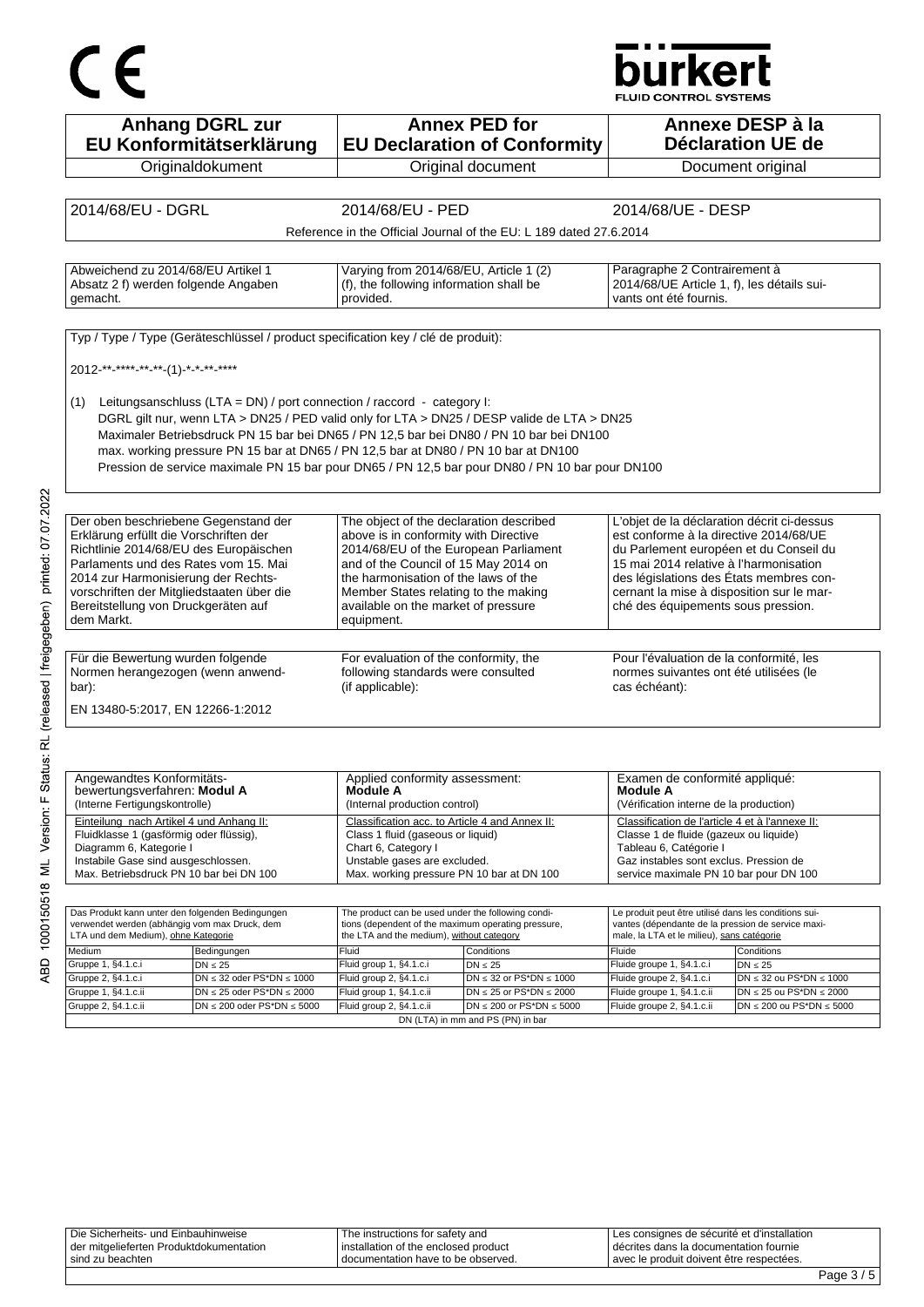CE

**bürkert**
FLUID CONTROL SYSTEMS

| **Anhang DGRL zur EU Konformitätserklärung** | **Annex PED for EU Declaration of Conformity** | **Annexe DESP à la Déclaration UE de** |
|---|---|---|
| Originaldokument | Original document | Document original |

| 2014/68/EU - DGRL | 2014/68/EU - PED | 2014/68/UE - DESP |
|---|---|---|
| | Reference in the Official Journal of the EU: L 189 dated 27.6.2014 | |

| Abweichend zu 2014/68/EU Artikel 1 Absatz 2 f) werden folgende Angaben gemacht. | Varying from 2014/68/EU, Article 1 (2) (f), the following information shall be provided. | Paragraphe 2 Contrairement à 2014/68/UE Article 1, f), les détails suivants ont été fournis. |
|---|---|---|

Typ / Type / Type (Geräteschlüssel / product specification key / clé de produit):

2012-**-****-**-**-(1)-*-*-**-****

(1) Leitungsanschluss (LTA = DN) / port connection / raccord - category I:
DGRL gilt nur, wenn LTA > DN25 / PED valid only for LTA > DN25 / DESP valide de LTA > DN25
Maximaler Betriebsdruck PN 15 bar bei DN65 / PN 12,5 bar bei DN80 / PN 10 bar bei DN100
max. working pressure PN 15 bar at DN65 / PN 12,5 bar at DN80 / PN 10 bar at DN100
Pression de service maximale PN 15 bar pour DN65 / PN 12,5 bar pour DN80 / PN 10 bar pour DN100

| Der oben beschriebene Gegenstand der Erklärung erfüllt die Vorschriften der Richtlinie 2014/68/EU des Europäischen Parlaments und des Rates vom 15. Mai 2014 zur Harmonisierung der Rechtsvorschriften der Mitgliedstaaten über die Bereitstellung von Druckgeräten auf dem Markt. | The object of the declaration described above is in conformity with Directive 2014/68/EU of the European Parliament and of the Council of 15 May 2014 on the harmonisation of the laws of the Member States relating to the making available on the market of pressure equipment. | L'objet de la déclaration décrit ci-dessus est conforme à la directive 2014/68/UE du Parlement européen et du Conseil du 15 mai 2014 relative à l'harmonisation des législations des États membres concernant la mise à disposition sur le marché des équipements sous pression. |
|---|---|---|

| Für die Bewertung wurden folgende Normen herangezogen (wenn anwendbar): | For evaluation of the conformity, the following standards were consulted (if applicable): | Pour l'évaluation de la conformité, les normes suivantes ont été utilisées (le cas échéant): |
|---|---|---|

EN 13480-5:2017, EN 12266-1:2012

| Angewandtes Konformitätsbewertungsverfahren: **Modul A** (Interne Fertigungskontrolle) | Applied conformity assessment: **Module A** (Internal production control) | Examen de conformité appliqué: **Module A** (Vérification interne de la production) |
|---|---|---|
| Einteilung nach Artikel 4 und Anhang II: Fluidklasse 1 (gasförmig oder flüssig), Diagramm 6, Kategorie I. Instabile Gase sind ausgeschlossen. Max. Betriebsdruck PN 10 bar bei DN 100 | Classification acc. to Article 4 and Annex II: Class 1 fluid (gaseous or liquid) Chart 6, Category I Unstable gases are excluded. Max. working pressure PN 10 bar at DN 100 | Classification de l'article 4 et à l'annexe II: Classe 1 de fluide (gazeux ou liquide) Tableau 6, Catégorie I Gaz instables sont exclus. Pression de service maximale PN 10 bar pour DN 100 |

| Das Produkt kann unter den folgenden Bedingungen verwendet werden (abhängig vom max Druck, dem LTA und dem Medium), ohne Kategorie | | The product can be used under the following conditions (dependent of the maximum operating pressure, the LTA and the medium), without category | | Le produit peut être utilisé dans les conditions suivantes (dépendante de la pression de service maximale, la LTA et le milieu), sans catégorie | |
|---|---|---|---|---|---|
| Medium | Bedingungen | Fluid | Conditions | Fluide | Conditions |
| Gruppe 1, §4.1.c.i | DN ≤ 25 | Fluid group 1, §4.1.c.i | DN ≤ 25 | Fluide groupe 1, §4.1.c.i | DN ≤ 25 |
| Gruppe 2, §4.1.c.i | DN ≤ 32 oder PS*DN ≤ 1000 | Fluid group 2, §4.1.c.i | DN ≤ 32 or PS*DN ≤ 1000 | Fluide groupe 2, §4.1.c.i | DN ≤ 32 ou PS*DN ≤ 1000 |
| Gruppe 1, §4.1.c.ii | DN ≤ 25 oder PS*DN ≤ 2000 | Fluid group 1, §4.1.c.ii | DN ≤ 25 or PS*DN ≤ 2000 | Fluide groupe 1, §4.1.c.ii | DN ≤ 25 ou PS*DN ≤ 2000 |
| Gruppe 2, §4.1.c.ii | DN ≤ 200 oder PS*DN ≤ 5000 | Fluid group 2, §4.1.c.ii | DN ≤ 200 or PS*DN ≤ 5000 | Fluide groupe 2, §4.1.c.ii | DN ≤ 200 ou PS*DN ≤ 5000 |
| | | DN (LTA) in mm and PS (PN) in bar | | | |

| Die Sicherheits- und Einbauhinweise der mitgelieferten Produktdokumentation sind zu beachten | The instructions for safety and installation of the enclosed product documentation have to be observed. | Les consignes de sécurité et d'installation décrites dans la documentation fournie avec le produit doivent être respectées. |
|---|---|---|

ABD 1000150518 ML Version: F Status: RL (released | freigegeben) printed: 07.07.2022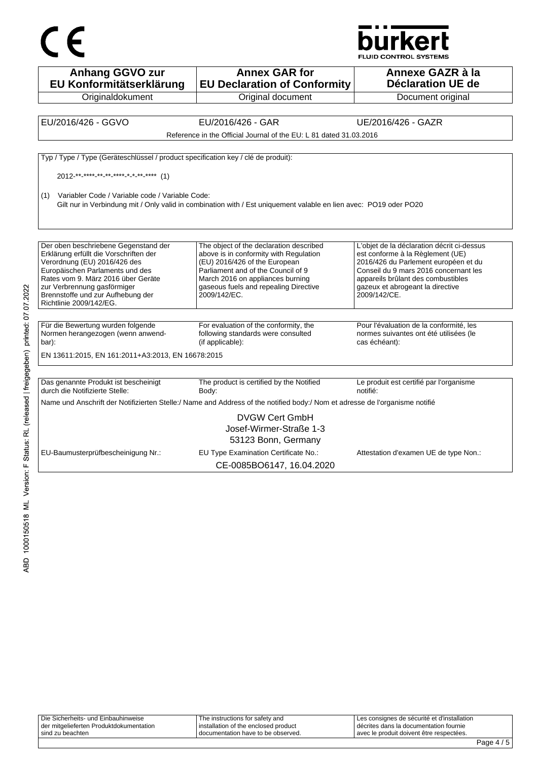CE

bürkert
FLUID CONTROL SYSTEMS

| Anhang GGVO zur EU Konformitätserklärung | Annex GAR for EU Declaration of Conformity | Annexe GAZR à la Déclaration UE de |
|---|---|---|
| Originaldokument | Original document | Document original |

| EU/2016/426 - GGVO | EU/2016/426 - GAR | UE/2016/426 - GAZR |
|---|---|---|

Reference in the Official Journal of the EU: L 81 dated 31.03.2016

Typ / Type / Type (Geräteschlüssel / product specification key / clé de produit):

2012-**-****-**-**-****-*-*-**-**** (1)

(1) Variabler Code / Variable code / Variable Code:
Gilt nur in Verbindung mit / Only valid in combination with / Est uniquement valable en lien avec: PO19 oder PO20

| Der oben beschriebene Gegenstand der Erklärung erfüllt die Vorschriften der Verordnung (EU) 2016/426 des Europäischen Parlaments und des Rates vom 9. März 2016 über Geräte zur Verbrennung gasförmiger Brennstoffe und zur Aufhebung der Richtlinie 2009/142/EG. | The object of the declaration described above is in conformity with Regulation (EU) 2016/426 of the European Parliament and of the Council of 9 March 2016 on appliances burning gaseous fuels and repealing Directive 2009/142/EC. | L'objet de la déclaration décrit ci-dessus est conforme à la Règlement (UE) 2016/426 du Parlement européen et du Conseil du 9 mars 2016 concernant les appareils brûlant des combustibles gazeux et abrogeant la directive 2009/142/CE. |
|---|---|---|

| Für die Bewertung wurden folgende Normen herangezogen (wenn anwend-bar): | For evaluation of the conformity, the following standards were consulted (if applicable): | Pour l'évaluation de la conformité, les normes suivantes ont été utilisées (le cas échéant): |
|---|---|---|

EN 13611:2015, EN 161:2011+A3:2013, EN 16678:2015

| Das genannte Produkt ist bescheinigt durch die Notifizierte Stelle: | The product is certified by the Notified Body: | Le produit est certifié par l'organisme notifié: |
|---|---|---|

Name und Anschrift der Notifizierten Stelle:/ Name and Address of the notified body:/ Nom et adresse de l'organisme notifié

DVGW Cert GmbH
Josef-Wirmer-Straße 1-3
53123 Bonn, Germany

| EU-Baumusterprüfbescheinigung Nr.: | EU Type Examination Certificate No.: | Attestation d'examen UE de type Non.: |
|---|---|---|

CE-0085BO6147, 16.04.2020

ABD 1000150518 ML Version: F Status: RL (released | freigegeben) printed: 07.07.2022

| Die Sicherheits- und Einbauhinweise der mitgelieferten Produktdokumentation sind zu beachten | The instructions for safety and installation of the enclosed product documentation have to be observed. | Les consignes de sécurité et d'installation décrites dans la documentation fournie avec le produit doivent être respectées. |
|---|---|---|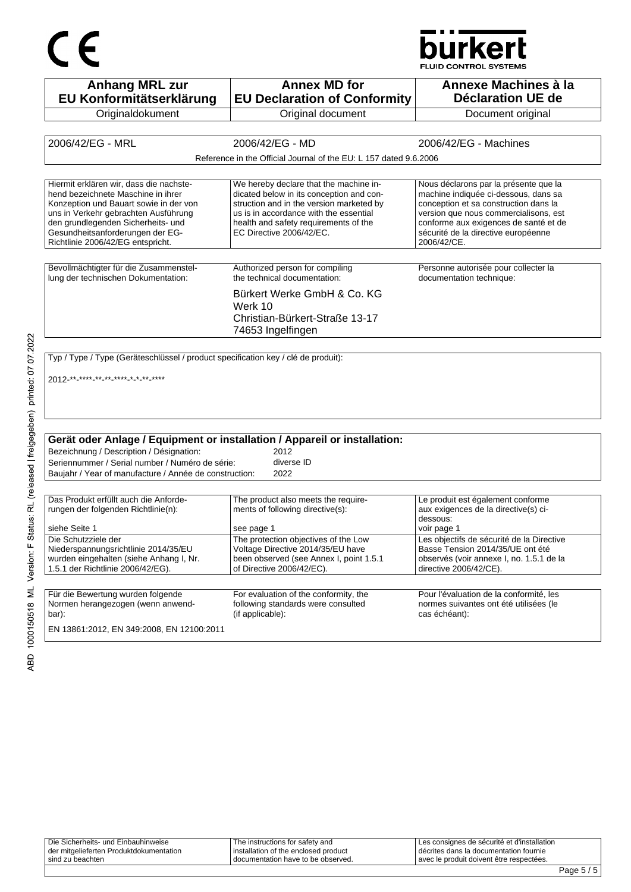CE

bürkert
FLUID CONTROL SYSTEMS

| **Anhang MRL zur EU Konformitätserklärung** | **Annex MD for EU Declaration of Conformity** | **Annexe Machines à la Déclaration UE de** |
|---|---|---|
| Originaldokument | Original document | Document original |

| 2006/42/EG - MRL | 2006/42/EG - MD | 2006/42/EG - Machines |
|---|---|---|
| | Reference in the Official Journal of the EU: L 157 dated 9.6.2006 | |

| | | |
|---|---|---|
| Hiermit erklären wir, dass die nachstehend bezeichnete Maschine in ihrer Konzeption und Bauart sowie in der von uns in Verkehr gebrachten Ausführung den grundlegenden Sicherheits- und Gesundheitsanforderungen der EG-Richtlinie 2006/42/EG entspricht. | We hereby declare that the machine indicated below in its conception and construction and in the version marketed by us is in accordance with the essential health and safety requirements of the EC Directive 2006/42/EC. | Nous déclarons par la présente que la machine indiquée ci-dessous, dans sa conception et sa construction dans la version que nous commercialisons, est conforme aux exigences de santé et de sécurité de la directive européenne 2006/42/CE. |

| | | |
|---|---|---|
| Bevollmächtigter für die Zusammenstellung der technischen Dokumentation: | Authorized person for compiling the technical documentation: | Personne autorisée pour collecter la documentation technique: |
| | Bürkert Werke GmbH & Co. KG<br>Werk 10<br>Christian-Bürkert-Straße 13-17<br>74653 Ingelfingen | |

Typ / Type / Type (Geräteschlüssel / product specification key / clé de produit):

2012-**-****-**-**-****-*-*-**-****

**Gerät oder Anlage / Equipment or installation / Appareil or installation:**

| | |
|---|---|
| Bezeichnung / Description / Désignation: | 2012 |
| Seriennummer / Serial number / Numéro de série: | diverse ID |
| Baujahr / Year of manufacture / Année de construction: | 2022 |

| | | |
|---|---|---|
| Das Produkt erfüllt auch die Anforderungen der folgenden Richtlinie(n): | The product also meets the requirements of following directive(s): | Le produit est également conforme aux exigences de la directive(s) ci-dessous: |
| siehe Seite 1 | see page 1 | voir page 1 |
| Die Schutzziele der Niederspannungsrichtlinie 2014/35/EU wurden eingehalten (siehe Anhang I, Nr. 1.5.1 der Richtlinie 2006/42/EG). | The protection objectives of the Low Voltage Directive 2014/35/EU have been observed (see Annex I, point 1.5.1 of Directive 2006/42/EC). | Les objectifs de sécurité de la Directive Basse Tension 2014/35/UE ont été observés (voir annexe I, no. 1.5.1 de la directive 2006/42/CE). |

| | | |
|---|---|---|
| Für die Bewertung wurden folgende Normen herangezogen (wenn anwendbar): | For evaluation of the conformity, the following standards were consulted (if applicable): | Pour l'évaluation de la conformité, les normes suivantes ont été utilisées (le cas échéant): |

EN 13861:2012, EN 349:2008, EN 12100:2011

| | | |
|---|---|---|
| Die Sicherheits- und Einbauhinweise der mitgelieferten Produktdokumentation sind zu beachten | The instructions for safety and installation of the enclosed product documentation have to be observed. | Les consignes de sécurité et d'installation décrites dans la documentation fournie avec le produit doivent être respectées. |

ABD 1000150518 ML Version: F Status: RL (released | freigegeben) printed: 07.07.2022